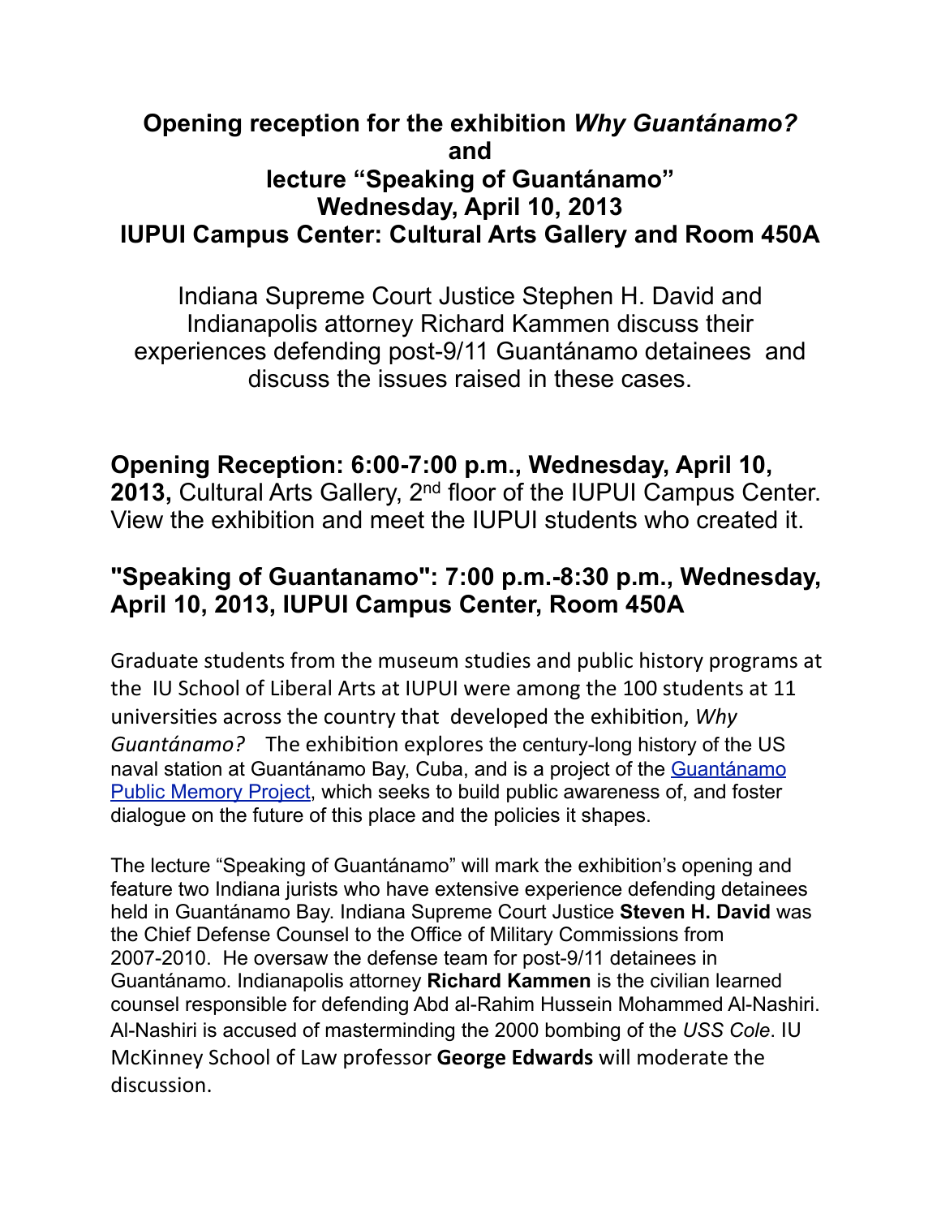# Opening reception for the exhibition *Why Guantánamo?* and lecture "Speaking of Guantánamo" Wednesday, April 10, 2013 IUPUI Campus Center: Cultural Arts Gallery and Room 450A

Indiana Supreme Court Justice Stephen H. David and Indianapolis attorney Richard Kammen discuss their experiences defending post-9/11 Guantánamo detainees and discuss the issues raised in these cases.

## Opening Reception: 6:00-7:00 p.m., Wednesday, April 10, 2013,

Cultural Arts Gallery, 2nd floor of the IUPUI Campus Center. View the exhibition and meet the IUPUI students who created it.

## "Speaking of Guantanamo": 7:00 p.m.-8:30 p.m., Wednesday, April 10, 2013, IUPUI Campus Center, Room 450A

Graduate students from the museum studies and public history programs at the IU School of Liberal Arts at IUPUI were among the 100 students at 11 universities across the country that developed the exhibition, *Why Guantánamo?* The exhibition explores the century-long history of the US naval station at Guantánamo Bay, Cuba, and is a project of the Guantánamo Public Memory Project, which seeks to build public awareness of, and foster dialogue on the future of this place and the policies it shapes.

The lecture "Speaking of Guantánamo" will mark the exhibition's opening and feature two Indiana jurists who have extensive experience defending detainees held in Guantánamo Bay. Indiana Supreme Court Justice **Steven H. David** was the Chief Defense Counsel to the Office of Military Commissions from 2007-2010. He oversaw the defense team for post-9/11 detainees in Guantánamo. Indianapolis attorney **Richard Kammen** is the civilian learned counsel responsible for defending Abd al-Rahim Hussein Mohammed Al-Nashiri. Al-Nashiri is accused of masterminding the 2000 bombing of the *USS Cole*. IU McKinney School of Law professor **George Edwards** will moderate the discussion.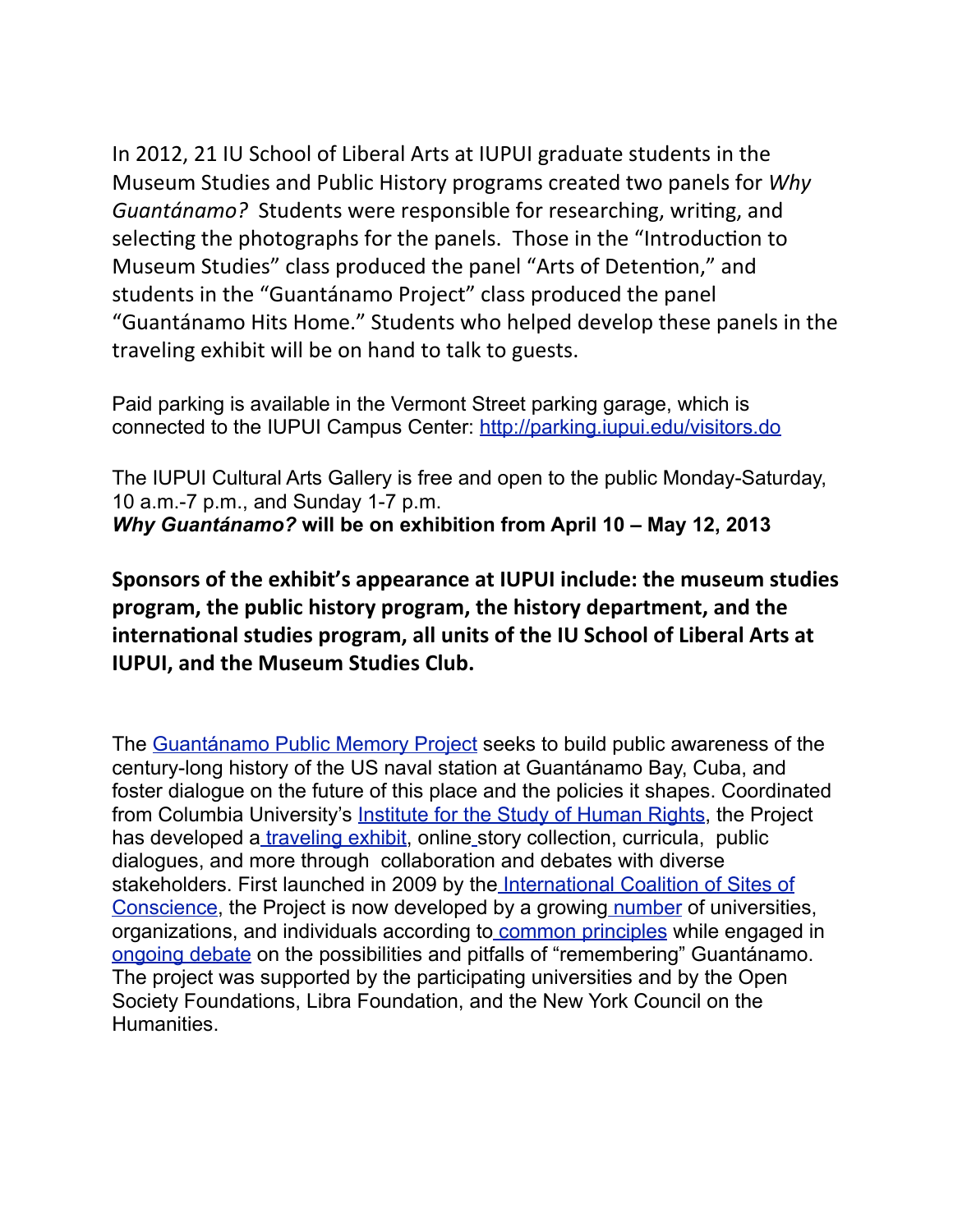In 2012, 21 IU School of Liberal Arts at IUPUI graduate students in the Museum Studies and Public History programs created two panels for *Why Guantánamo?* Students were responsible for researching, writing, and selecting the photographs for the panels. Those in the "Introduction to Museum Studies" class produced the panel "Arts of Detention," and students in the "Guantánamo Project" class produced the panel "Guantánamo Hits Home." Students who helped develop these panels in the traveling exhibit will be on hand to talk to guests.

Paid parking is available in the Vermont Street parking garage, which is connected to the IUPUI Campus Center: http://parking.iupui.edu/visitors.do

The IUPUI Cultural Arts Gallery is free and open to the public Monday-Saturday, 10 a.m.-7 p.m., and Sunday 1-7 p.m.
***Why Guantánamo?* will be on exhibition from April 10 – May 12, 2013**

**Sponsors of the exhibit's appearance at IUPUI include: the museum studies program, the public history program, the history department, and the international studies program, all units of the IU School of Liberal Arts at IUPUI, and the Museum Studies Club.**

The Guantánamo Public Memory Project seeks to build public awareness of the century-long history of the US naval station at Guantánamo Bay, Cuba, and foster dialogue on the future of this place and the policies it shapes. Coordinated from Columbia University's Institute for the Study of Human Rights, the Project has developed a traveling exhibit, online story collection, curricula, public dialogues, and more through collaboration and debates with diverse stakeholders. First launched in 2009 by the International Coalition of Sites of Conscience, the Project is now developed by a growing number of universities, organizations, and individuals according to common principles while engaged in ongoing debate on the possibilities and pitfalls of "remembering" Guantánamo. The project was supported by the participating universities and by the Open Society Foundations, Libra Foundation, and the New York Council on the Humanities.